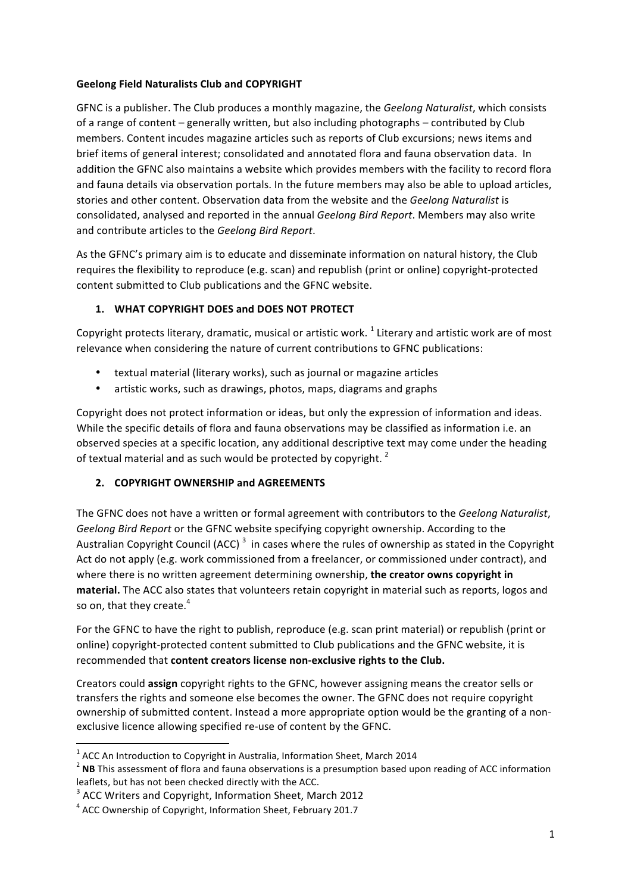**Geelong Field Naturalists Club and COPYRIGHT**

GFNC is a publisher. The Club produces a monthly magazine, the *Geelong Naturalist*, which consists of a range of content – generally written, but also including photographs – contributed by Club members. Content incudes magazine articles such as reports of Club excursions; news items and brief items of general interest; consolidated and annotated flora and fauna observation data. In addition the GFNC also maintains a website which provides members with the facility to record flora and fauna details via observation portals. In the future members may also be able to upload articles, stories and other content. Observation data from the website and the *Geelong Naturalist* is consolidated, analysed and reported in the annual *Geelong Bird Report*. Members may also write and contribute articles to the *Geelong Bird Report*.

As the GFNC's primary aim is to educate and disseminate information on natural history, the Club requires the flexibility to reproduce (e.g. scan) and republish (print or online) copyright-protected content submitted to Club publications and the GFNC website.

## 1. WHAT COPYRIGHT DOES and DOES NOT PROTECT

Copyright protects literary, dramatic, musical or artistic work. [1] Literary and artistic work are of most relevance when considering the nature of current contributions to GFNC publications:

- textual material (literary works), such as journal or magazine articles
- artistic works, such as drawings, photos, maps, diagrams and graphs

Copyright does not protect information or ideas, but only the expression of information and ideas. While the specific details of flora and fauna observations may be classified as information i.e. an observed species at a specific location, any additional descriptive text may come under the heading of textual material and as such would be protected by copyright. [2]

## 2. COPYRIGHT OWNERSHIP and AGREEMENTS

The GFNC does not have a written or formal agreement with contributors to the *Geelong Naturalist*, *Geelong Bird Report* or the GFNC website specifying copyright ownership. According to the Australian Copyright Council (ACC) [3] in cases where the rules of ownership as stated in the Copyright Act do not apply (e.g. work commissioned from a freelancer, or commissioned under contract), and where there is no written agreement determining ownership, **the creator owns copyright in material.** The ACC also states that volunteers retain copyright in material such as reports, logos and so on, that they create.[4]

For the GFNC to have the right to publish, reproduce (e.g. scan print material) or republish (print or online) copyright-protected content submitted to Club publications and the GFNC website, it is recommended that **content creators license non-exclusive rights to the Club.**

Creators could **assign** copyright rights to the GFNC, however assigning means the creator sells or transfers the rights and someone else becomes the owner. The GFNC does not require copyright ownership of submitted content. Instead a more appropriate option would be the granting of a non-exclusive licence allowing specified re-use of content by the GFNC.

---

[1] ACC An Introduction to Copyright in Australia, Information Sheet, March 2014

[2] **NB** This assessment of flora and fauna observations is a presumption based upon reading of ACC information leaflets, but has not been checked directly with the ACC.

[3] ACC Writers and Copyright, Information Sheet, March 2012

[4] ACC Ownership of Copyright, Information Sheet, February 201.7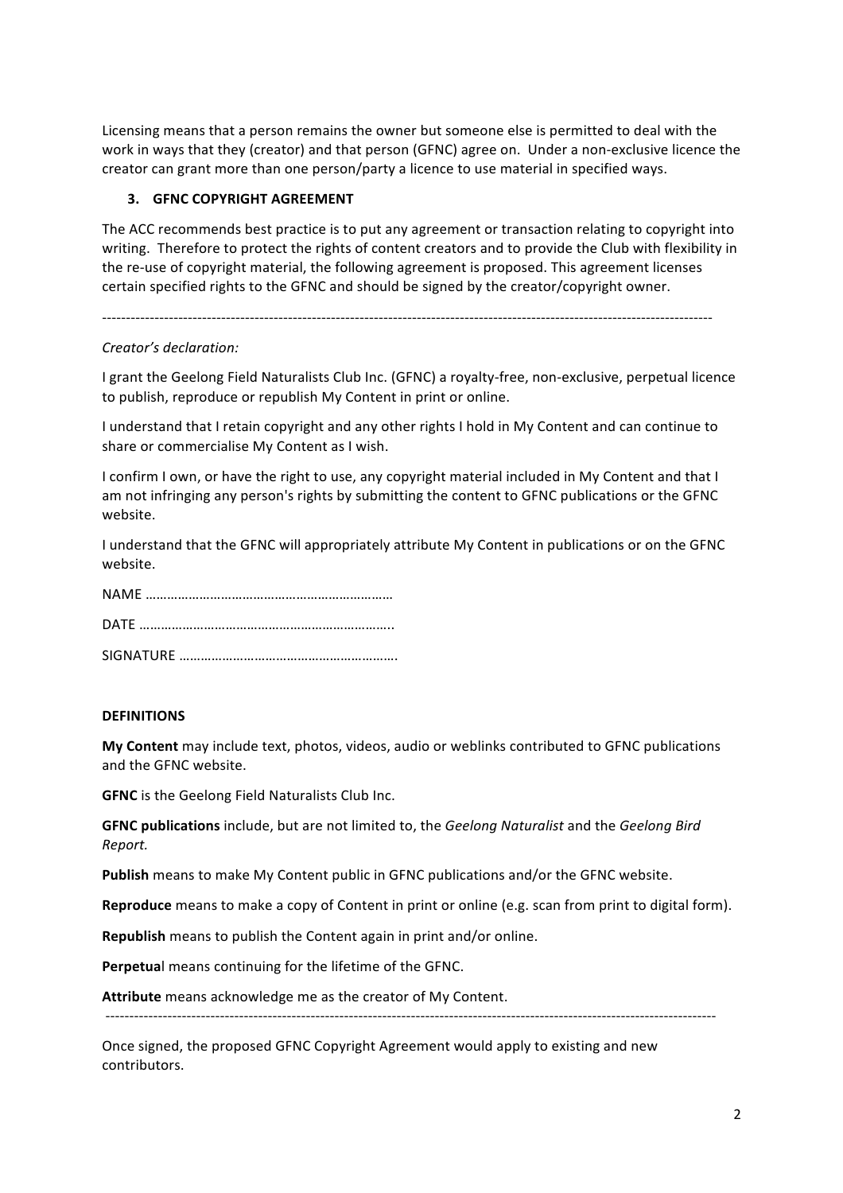Licensing means that a person remains the owner but someone else is permitted to deal with the work in ways that they (creator) and that person (GFNC) agree on. Under a non-exclusive licence the creator can grant more than one person/party a licence to use material in specified ways.

### 3. GFNC COPYRIGHT AGREEMENT

The ACC recommends best practice is to put any agreement or transaction relating to copyright into writing. Therefore to protect the rights of content creators and to provide the Club with flexibility in the re-use of copyright material, the following agreement is proposed. This agreement licenses certain specified rights to the GFNC and should be signed by the creator/copyright owner.

---

*Creator's declaration:*

I grant the Geelong Field Naturalists Club Inc. (GFNC) a royalty-free, non-exclusive, perpetual licence to publish, reproduce or republish My Content in print or online.

I understand that I retain copyright and any other rights I hold in My Content and can continue to share or commercialise My Content as I wish.

I confirm I own, or have the right to use, any copyright material included in My Content and that I am not infringing any person's rights by submitting the content to GFNC publications or the GFNC website.

I understand that the GFNC will appropriately attribute My Content in publications or on the GFNC website.

NAME …………………………………………………………

DATE ……………………………………………………………..

SIGNATURE ………………………………………………….

**DEFINITIONS**

**My Content** may include text, photos, videos, audio or weblinks contributed to GFNC publications and the GFNC website.

**GFNC** is the Geelong Field Naturalists Club Inc.

**GFNC publications** include, but are not limited to, the *Geelong Naturalist* and the *Geelong Bird Report.*

**Publish** means to make My Content public in GFNC publications and/or the GFNC website.

**Reproduce** means to make a copy of Content in print or online (e.g. scan from print to digital form).

**Republish** means to publish the Content again in print and/or online.

**Perpetual** means continuing for the lifetime of the GFNC.

**Attribute** means acknowledge me as the creator of My Content.

---

Once signed, the proposed GFNC Copyright Agreement would apply to existing and new contributors.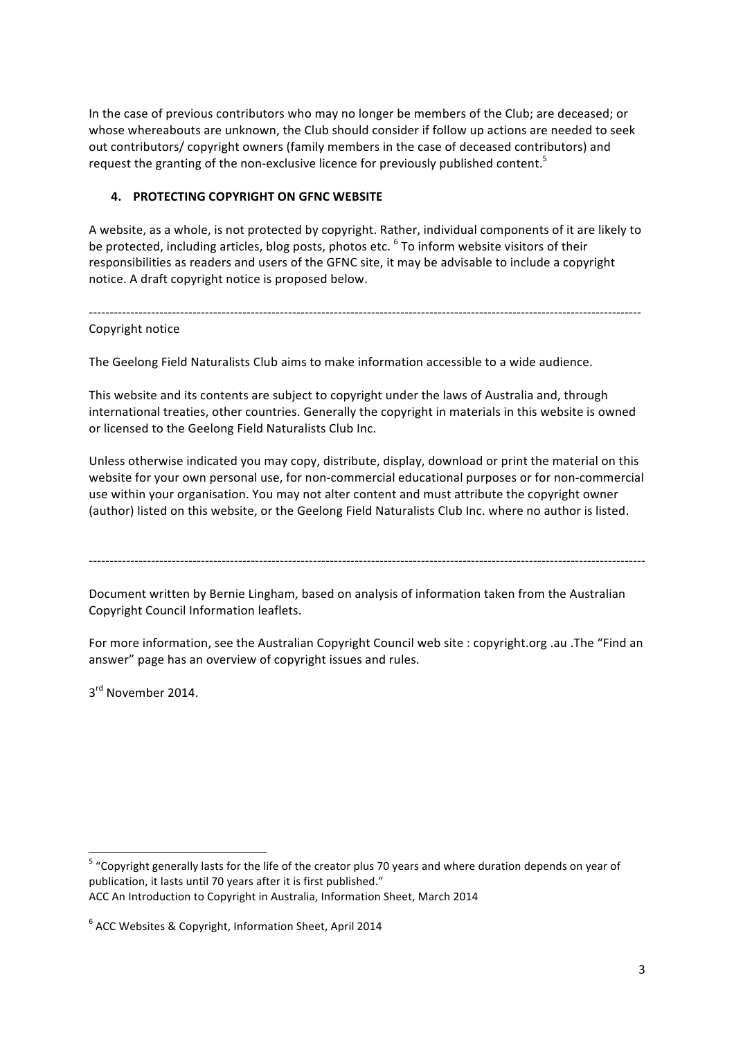In the case of previous contributors who may no longer be members of the Club; are deceased; or whose whereabouts are unknown, the Club should consider if follow up actions are needed to seek out contributors/ copyright owners (family members in the case of deceased contributors) and request the granting of the non-exclusive licence for previously published content.[5]

## 4. PROTECTING COPYRIGHT ON GFNC WEBSITE

A website, as a whole, is not protected by copyright. Rather, individual components of it are likely to be protected, including articles, blog posts, photos etc. [6] To inform website visitors of their responsibilities as readers and users of the GFNC site, it may be advisable to include a copyright notice. A draft copyright notice is proposed below.

---

Copyright notice

The Geelong Field Naturalists Club aims to make information accessible to a wide audience.

This website and its contents are subject to copyright under the laws of Australia and, through international treaties, other countries. Generally the copyright in materials in this website is owned or licensed to the Geelong Field Naturalists Club Inc.

Unless otherwise indicated you may copy, distribute, display, download or print the material on this website for your own personal use, for non-commercial educational purposes or for non-commercial use within your organisation. You may not alter content and must attribute the copyright owner (author) listed on this website, or the Geelong Field Naturalists Club Inc. where no author is listed.

---

Document written by Bernie Lingham, based on analysis of information taken from the Australian Copyright Council Information leaflets.

For more information, see the Australian Copyright Council web site : copyright.org .au .The "Find an answer" page has an overview of copyright issues and rules.

3rd November 2014.

---

[5] "Copyright generally lasts for the life of the creator plus 70 years and where duration depends on year of publication, it lasts until 70 years after it is first published."
ACC An Introduction to Copyright in Australia, Information Sheet, March 2014

[6] ACC Websites & Copyright, Information Sheet, April 2014